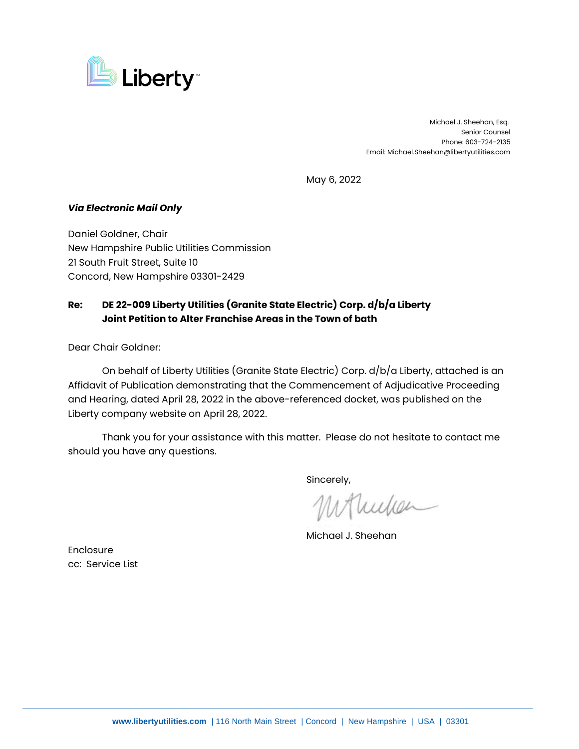Liberty

Michael J. Sheehan, Esq.
Senior Counsel
Phone: 603-724-2135
Email: Michael.Sheehan@libertyutilities.com

May 6, 2022

***Via Electronic Mail Only***

Daniel Goldner, Chair
New Hampshire Public Utilities Commission
21 South Fruit Street, Suite 10
Concord, New Hampshire 03301-2429

**Re: DE 22-009 Liberty Utilities (Granite State Electric) Corp. d/b/a Liberty Joint Petition to Alter Franchise Areas in the Town of bath**

Dear Chair Goldner:

On behalf of Liberty Utilities (Granite State Electric) Corp. d/b/a Liberty, attached is an Affidavit of Publication demonstrating that the Commencement of Adjudicative Proceeding and Hearing, dated April 28, 2022 in the above-referenced docket, was published on the Liberty company website on April 28, 2022.

Thank you for your assistance with this matter. Please do not hesitate to contact me should you have any questions.

Sincerely,

Michael J. Sheehan

Enclosure
cc: Service List

www.libertyutilities.com | 116 North Main Street | Concord | New Hampshire | USA | 03301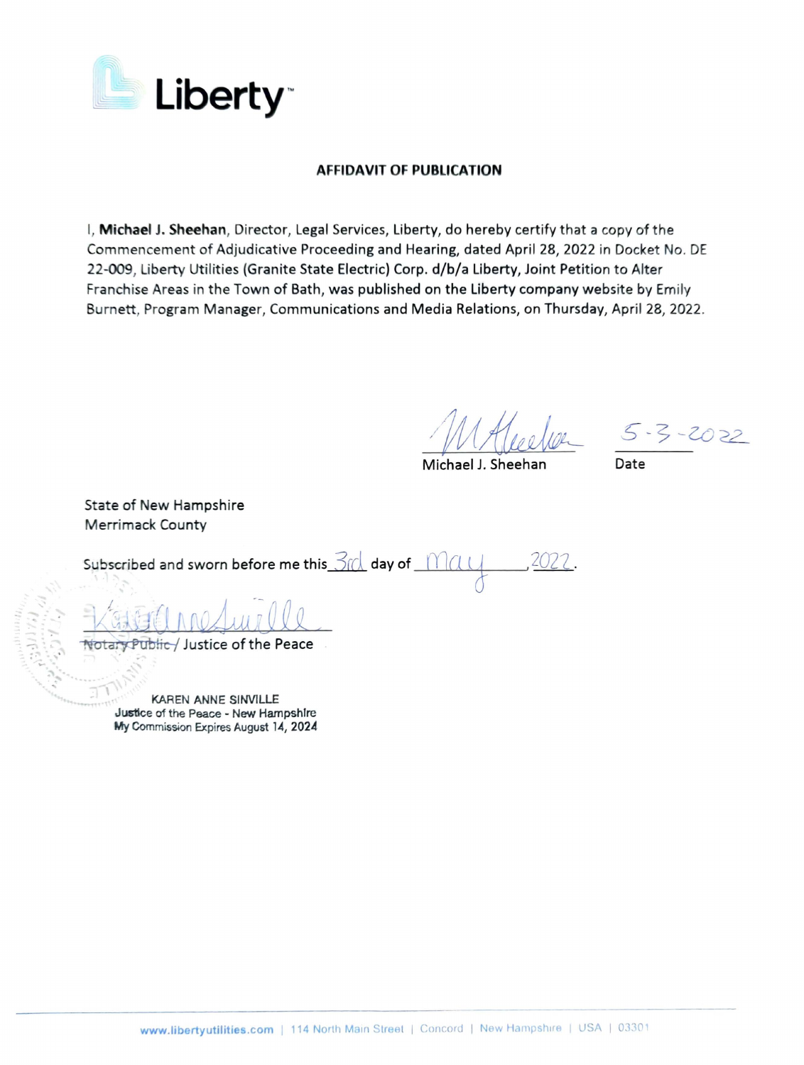Liberty™

**AFFIDAVIT OF PUBLICATION**

I, **Michael J. Sheehan**, Director, Legal Services, Liberty, do hereby certify that a copy of the Commencement of Adjudicative Proceeding and Hearing, dated April 28, 2022 in Docket No. DE 22-009, Liberty Utilities (Granite State Electric) Corp. d/b/a Liberty, Joint Petition to Alter Franchise Areas in the Town of Bath, was published on the Liberty company website by Emily Burnett, Program Manager, Communications and Media Relations, on Thursday, April 28, 2022.

Michael J. Sheehan 5-3-2022

Michael J. Sheehan Date

State of New Hampshire
Merrimack County

Subscribed and sworn before me this 3rd day of May, 2022.

~~Notary Public~~ / Justice of the Peace

KAREN ANNE SINVILLE
Justice of the Peace - New Hampshire
My Commission Expires August 14, 2024

www.libertyutilities.com | 114 North Main Street | Concord | New Hampshire | USA | 03301